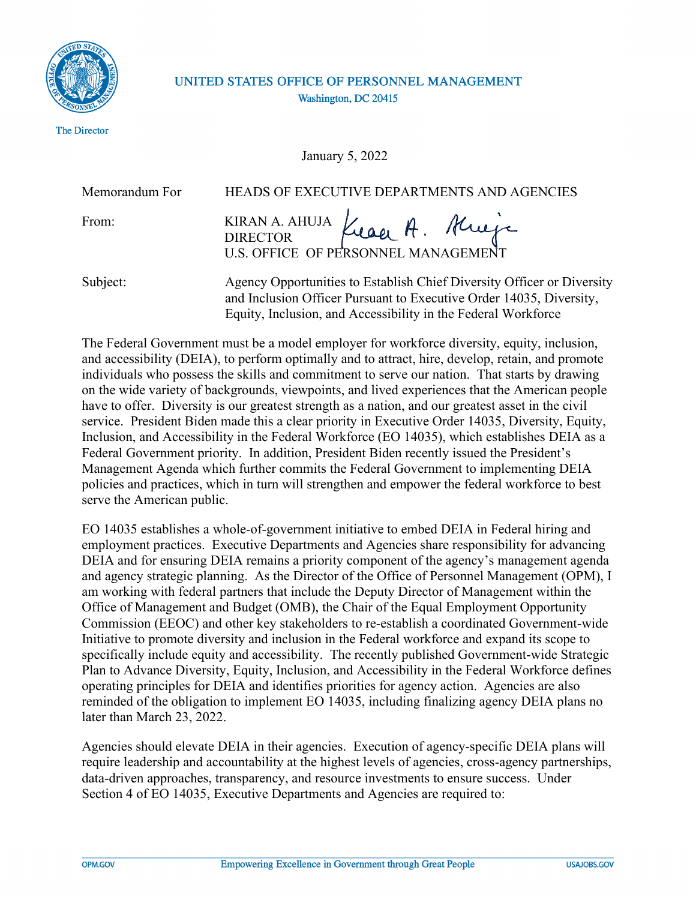UNITED STATES OFFICE OF PERSONNEL MANAGEMENT
Washington, DC 20415

The Director

January 5, 2022

Memorandum For HEADS OF EXECUTIVE DEPARTMENTS AND AGENCIES

From: KIRAN A. AHUJA
DIRECTOR
U.S. OFFICE OF PERSONNEL MANAGEMENT

Subject: Agency Opportunities to Establish Chief Diversity Officer or Diversity and Inclusion Officer Pursuant to Executive Order 14035, Diversity, Equity, Inclusion, and Accessibility in the Federal Workforce

The Federal Government must be a model employer for workforce diversity, equity, inclusion, and accessibility (DEIA), to perform optimally and to attract, hire, develop, retain, and promote individuals who possess the skills and commitment to serve our nation. That starts by drawing on the wide variety of backgrounds, viewpoints, and lived experiences that the American people have to offer. Diversity is our greatest strength as a nation, and our greatest asset in the civil service. President Biden made this a clear priority in Executive Order 14035, Diversity, Equity, Inclusion, and Accessibility in the Federal Workforce (EO 14035), which establishes DEIA as a Federal Government priority. In addition, President Biden recently issued the President's Management Agenda which further commits the Federal Government to implementing DEIA policies and practices, which in turn will strengthen and empower the federal workforce to best serve the American public.

EO 14035 establishes a whole-of-government initiative to embed DEIA in Federal hiring and employment practices. Executive Departments and Agencies share responsibility for advancing DEIA and for ensuring DEIA remains a priority component of the agency's management agenda and agency strategic planning. As the Director of the Office of Personnel Management (OPM), I am working with federal partners that include the Deputy Director of Management within the Office of Management and Budget (OMB), the Chair of the Equal Employment Opportunity Commission (EEOC) and other key stakeholders to re-establish a coordinated Government-wide Initiative to promote diversity and inclusion in the Federal workforce and expand its scope to specifically include equity and accessibility. The recently published Government-wide Strategic Plan to Advance Diversity, Equity, Inclusion, and Accessibility in the Federal Workforce defines operating principles for DEIA and identifies priorities for agency action. Agencies are also reminded of the obligation to implement EO 14035, including finalizing agency DEIA plans no later than March 23, 2022.

Agencies should elevate DEIA in their agencies. Execution of agency-specific DEIA plans will require leadership and accountability at the highest levels of agencies, cross-agency partnerships, data-driven approaches, transparency, and resource investments to ensure success. Under Section 4 of EO 14035, Executive Departments and Agencies are required to: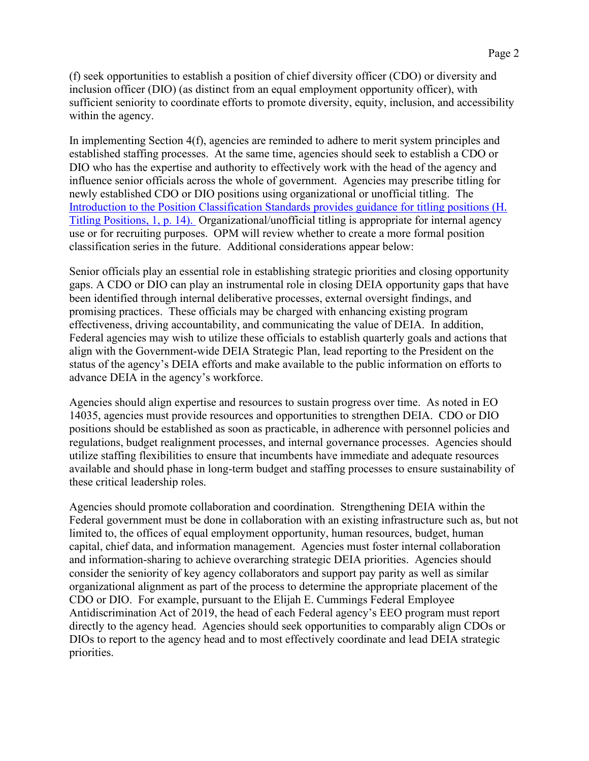(f) seek opportunities to establish a position of chief diversity officer (CDO) or diversity and inclusion officer (DIO) (as distinct from an equal employment opportunity officer), with sufficient seniority to coordinate efforts to promote diversity, equity, inclusion, and accessibility within the agency.

In implementing Section 4(f), agencies are reminded to adhere to merit system principles and established staffing processes. At the same time, agencies should seek to establish a CDO or DIO who has the expertise and authority to effectively work with the head of the agency and influence senior officials across the whole of government. Agencies may prescribe titling for newly established CDO or DIO positions using organizational or unofficial titling. The [Introduction to the Position Classification Standards provides guidance for titling positions (H. Titling Positions, 1, p. 14).](#) Organizational/unofficial titling is appropriate for internal agency use or for recruiting purposes. OPM will review whether to create a more formal position classification series in the future. Additional considerations appear below:

Senior officials play an essential role in establishing strategic priorities and closing opportunity gaps. A CDO or DIO can play an instrumental role in closing DEIA opportunity gaps that have been identified through internal deliberative processes, external oversight findings, and promising practices. These officials may be charged with enhancing existing program effectiveness, driving accountability, and communicating the value of DEIA. In addition, Federal agencies may wish to utilize these officials to establish quarterly goals and actions that align with the Government-wide DEIA Strategic Plan, lead reporting to the President on the status of the agency's DEIA efforts and make available to the public information on efforts to advance DEIA in the agency's workforce.

Agencies should align expertise and resources to sustain progress over time. As noted in EO 14035, agencies must provide resources and opportunities to strengthen DEIA. CDO or DIO positions should be established as soon as practicable, in adherence with personnel policies and regulations, budget realignment processes, and internal governance processes. Agencies should utilize staffing flexibilities to ensure that incumbents have immediate and adequate resources available and should phase in long-term budget and staffing processes to ensure sustainability of these critical leadership roles.

Agencies should promote collaboration and coordination. Strengthening DEIA within the Federal government must be done in collaboration with an existing infrastructure such as, but not limited to, the offices of equal employment opportunity, human resources, budget, human capital, chief data, and information management. Agencies must foster internal collaboration and information-sharing to achieve overarching strategic DEIA priorities. Agencies should consider the seniority of key agency collaborators and support pay parity as well as similar organizational alignment as part of the process to determine the appropriate placement of the CDO or DIO. For example, pursuant to the Elijah E. Cummings Federal Employee Antidiscrimination Act of 2019, the head of each Federal agency's EEO program must report directly to the agency head. Agencies should seek opportunities to comparably align CDOs or DIOs to report to the agency head and to most effectively coordinate and lead DEIA strategic priorities.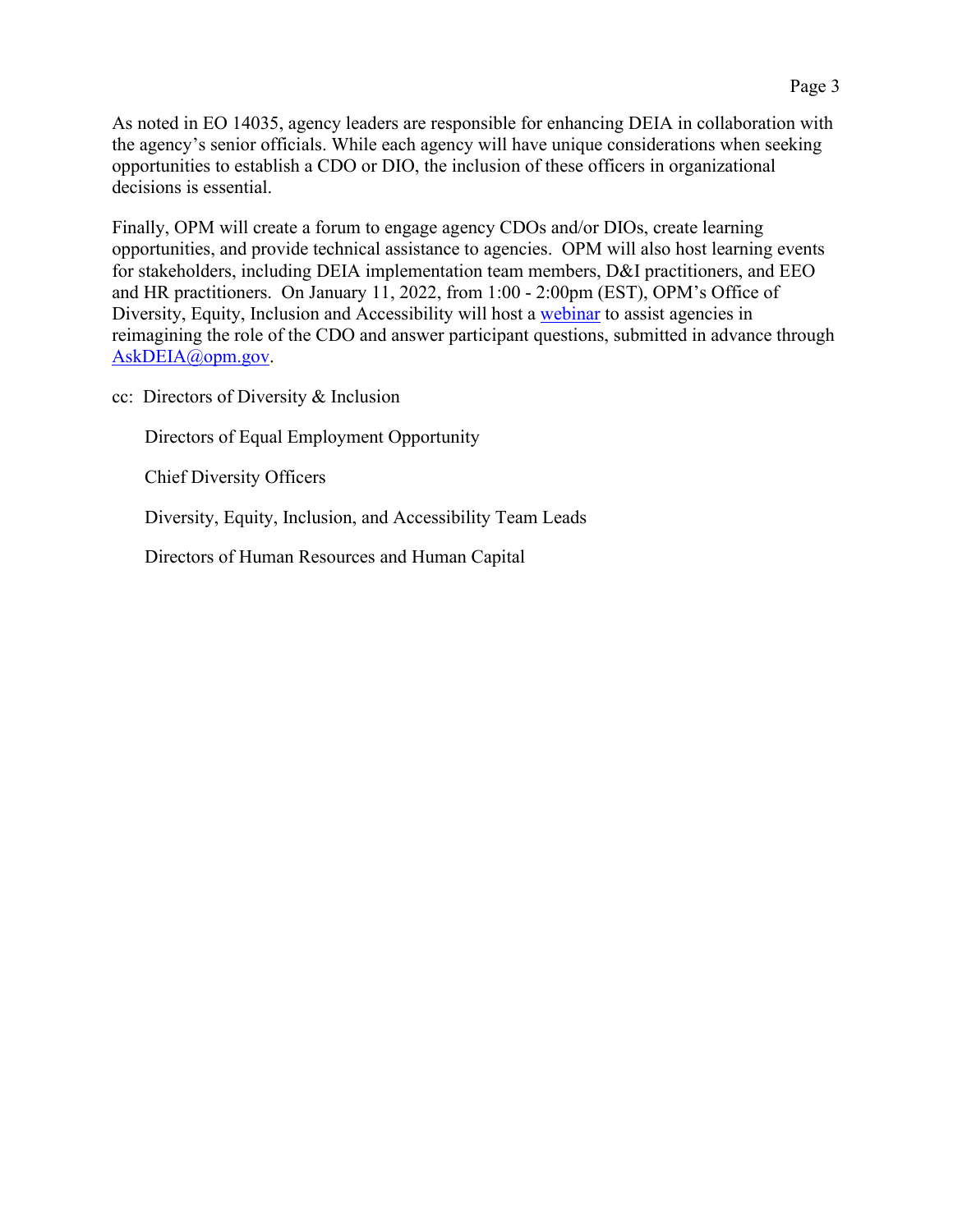As noted in EO 14035, agency leaders are responsible for enhancing DEIA in collaboration with the agency's senior officials. While each agency will have unique considerations when seeking opportunities to establish a CDO or DIO, the inclusion of these officers in organizational decisions is essential.

Finally, OPM will create a forum to engage agency CDOs and/or DIOs, create learning opportunities, and provide technical assistance to agencies. OPM will also host learning events for stakeholders, including DEIA implementation team members, D&I practitioners, and EEO and HR practitioners. On January 11, 2022, from 1:00 - 2:00pm (EST), OPM's Office of Diversity, Equity, Inclusion and Accessibility will host a webinar to assist agencies in reimagining the role of the CDO and answer participant questions, submitted in advance through AskDEIA@opm.gov.

cc: Directors of Diversity & Inclusion

Directors of Equal Employment Opportunity

Chief Diversity Officers

Diversity, Equity, Inclusion, and Accessibility Team Leads

Directors of Human Resources and Human Capital